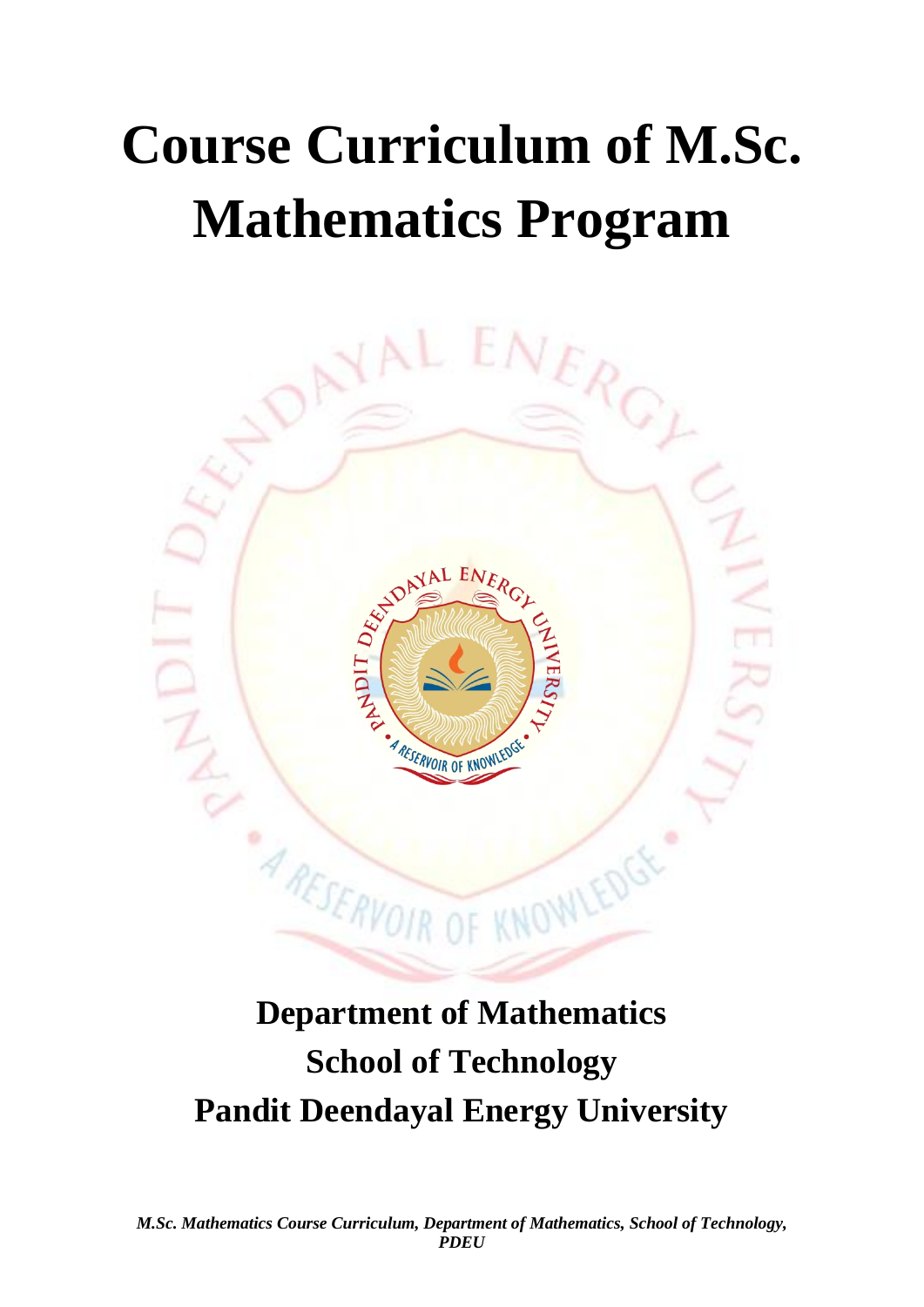# Course Curriculum of M.Sc. Mathematics Program

## Department of Mathematics
## School of Technology
## Pandit Deendayal Energy University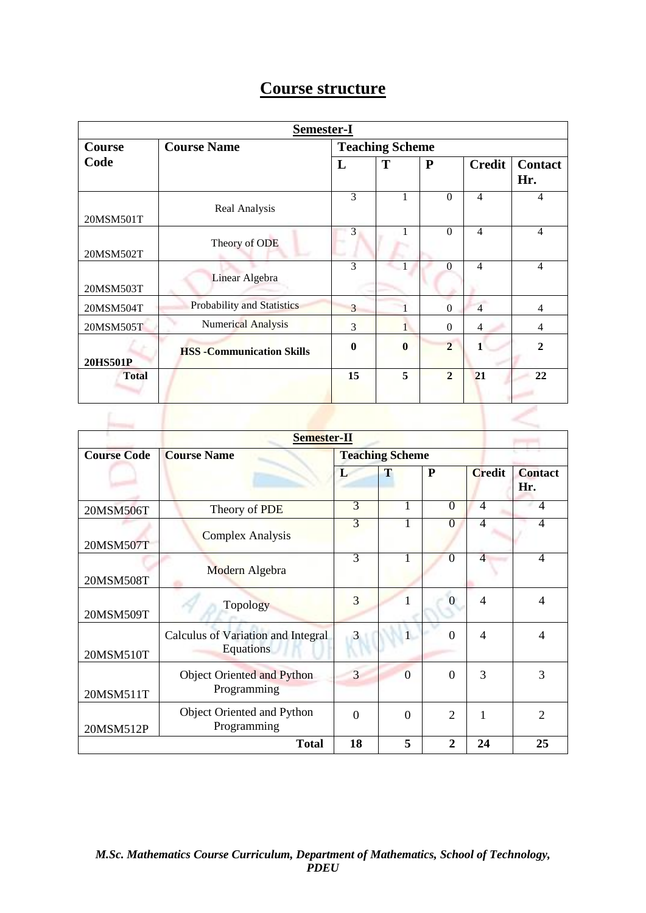# Course structure

| Semester-I | | | | | | |
|---|---|---|---|---|---|---|
| **Course Code** | **Course Name** | **Teaching Scheme** | | | | |
| | | **L** | **T** | **P** | **Credit** | **Contact Hr.** |
| 20MSM501T | Real Analysis | 3 | 1 | 0 | 4 | 4 |
| 20MSM502T | Theory of ODE | 3 | 1 | 0 | 4 | 4 |
| 20MSM503T | Linear Algebra | 3 | 1 | 0 | 4 | 4 |
| 20MSM504T | Probability and Statistics | 3 | 1 | 0 | 4 | 4 |
| 20MSM505T | Numerical Analysis | 3 | 1 | 0 | 4 | 4 |
| **20HS501P** | **HSS -Communication Skills** | **0** | **0** | **2** | **1** | **2** |
| **Total** | | **15** | **5** | **2** | **21** | **22** |

| Semester-II | | | | | | |
|---|---|---|---|---|---|---|
| **Course Code** | **Course Name** | **Teaching Scheme** | | | | |
| | | **L** | **T** | **P** | **Credit** | **Contact Hr.** |
| 20MSM506T | Theory of PDE | 3 | 1 | 0 | 4 | 4 |
| 20MSM507T | Complex Analysis | 3 | 1 | 0 | 4 | 4 |
| 20MSM508T | Modern Algebra | 3 | 1 | 0 | 4 | 4 |
| 20MSM509T | Topology | 3 | 1 | 0 | 4 | 4 |
| 20MSM510T | Calculus of Variation and Integral Equations | 3 | 1 | 0 | 4 | 4 |
| 20MSM511T | Object Oriented and Python Programming | 3 | 0 | 0 | 3 | 3 |
| 20MSM512P | Object Oriented and Python Programming | 0 | 0 | 2 | 1 | 2 |
| | **Total** | **18** | **5** | **2** | **24** | **25** |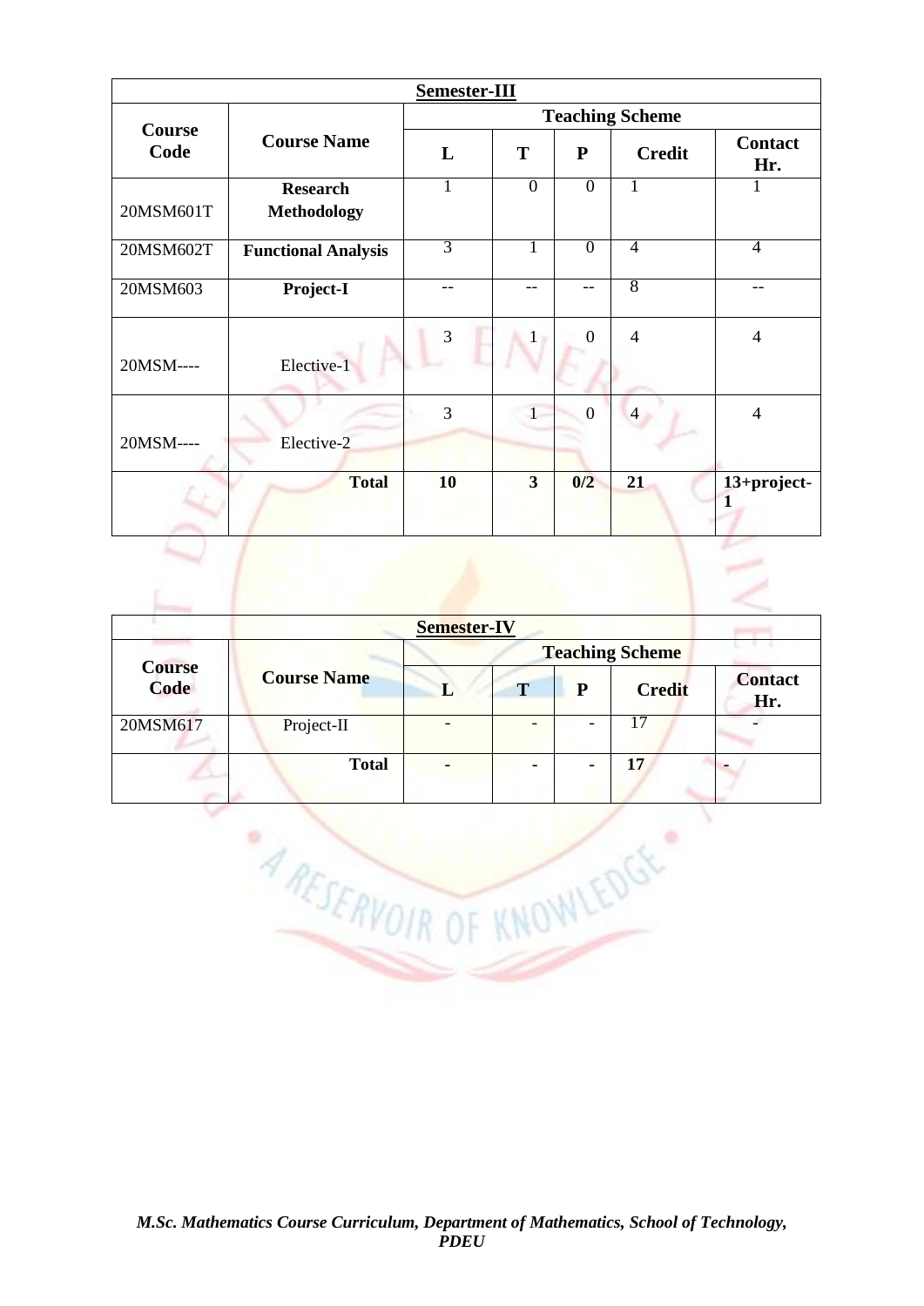| Semester-III | | | | | | |
|---|---|---|---|---|---|---|
| **Course Code** | **Course Name** | **Teaching Scheme** | | | | |
| | | **L** | **T** | **P** | **Credit** | **Contact Hr.** |
| 20MSM601T | **Research Methodology** | 1 | 0 | 0 | 1 | 1 |
| 20MSM602T | **Functional Analysis** | 3 | 1 | 0 | 4 | 4 |
| 20MSM603 | **Project-I** | -- | -- | -- | 8 | -- |
| 20MSM---- | Elective-1 | 3 | 1 | 0 | 4 | 4 |
| 20MSM---- | Elective-2 | 3 | 1 | 0 | 4 | 4 |
| | **Total** | **10** | **3** | **0/2** | **21** | **13+project-1** |

| Semester-IV | | | | | | |
|---|---|---|---|---|---|---|
| **Course Code** | **Course Name** | **Teaching Scheme** | | | | |
| | | **L** | **T** | **P** | **Credit** | **Contact Hr.** |
| 20MSM617 | Project-II | - | - | - | 17 | - |
| | **Total** | **-** | **-** | **-** | **17** | **-** |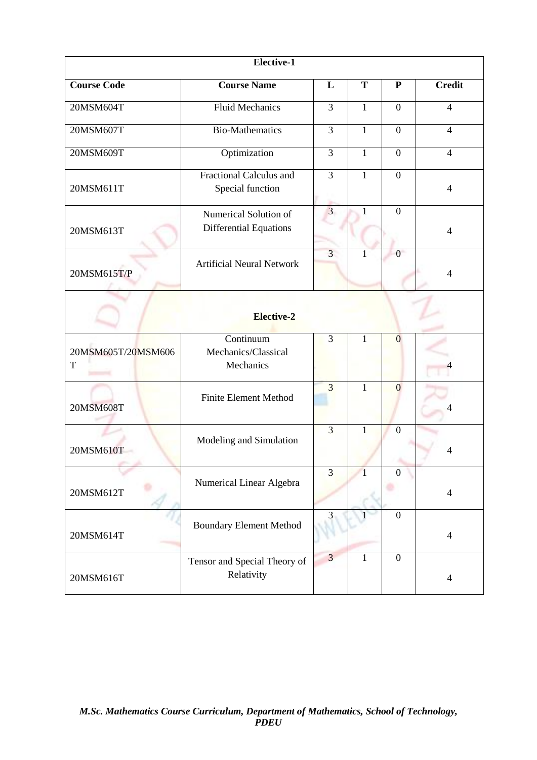| Elective-1 | | | | | |
|---|---|---|---|---|---|
| **Course Code** | **Course Name** | **L** | **T** | **P** | **Credit** |
| 20MSM604T | Fluid Mechanics | 3 | 1 | 0 | 4 |
| 20MSM607T | Bio-Mathematics | 3 | 1 | 0 | 4 |
| 20MSM609T | Optimization | 3 | 1 | 0 | 4 |
| 20MSM611T | Fractional Calculus and Special function | 3 | 1 | 0 | 4 |
| 20MSM613T | Numerical Solution of Differential Equations | 3 | 1 | 0 | 4 |
| 20MSM615T/P | Artificial Neural Network | 3 | 1 | 0 | 4 |
| **Elective-2** | | | | | |
| 20MSM605T/20MSM606T | Continuum Mechanics/Classical Mechanics | 3 | 1 | 0 | 4 |
| 20MSM608T | Finite Element Method | 3 | 1 | 0 | 4 |
| 20MSM610T | Modeling and Simulation | 3 | 1 | 0 | 4 |
| 20MSM612T | Numerical Linear Algebra | 3 | 1 | 0 | 4 |
| 20MSM614T | Boundary Element Method | 3 | 1 | 0 | 4 |
| 20MSM616T | Tensor and Special Theory of Relativity | 3 | 1 | 0 | 4 |